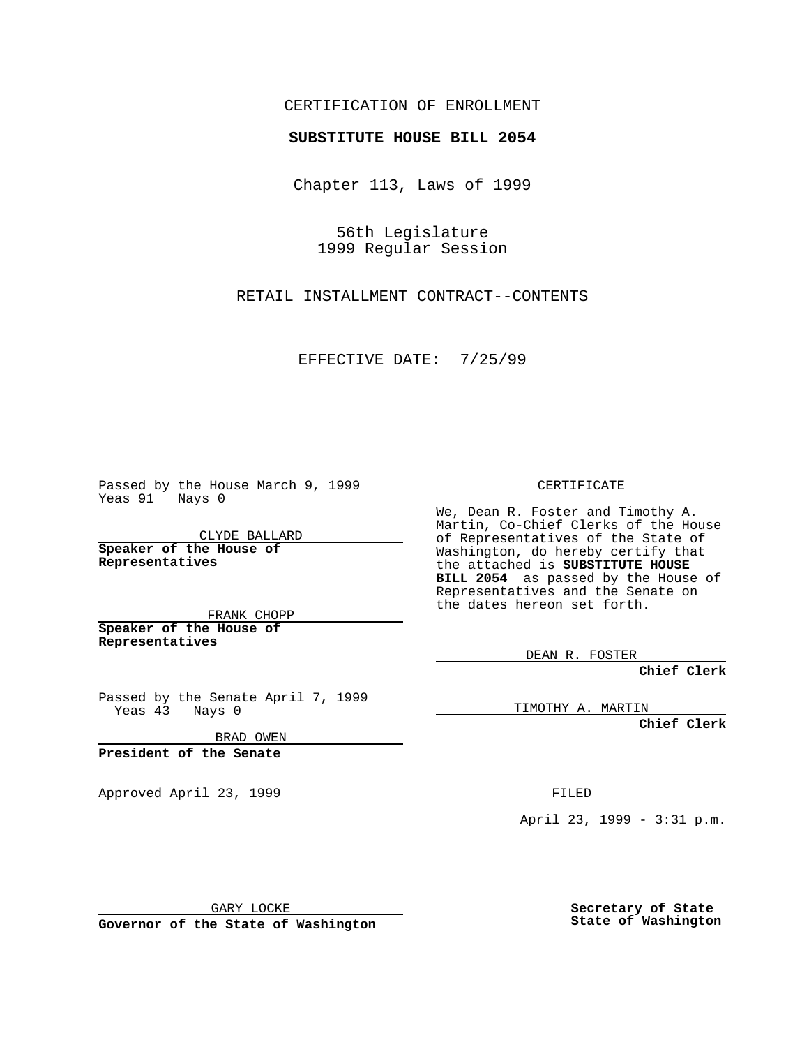CERTIFICATION OF ENROLLMENT

**SUBSTITUTE HOUSE BILL 2054**

Chapter 113, Laws of 1999

56th Legislature
1999 Regular Session

RETAIL INSTALLMENT CONTRACT--CONTENTS

EFFECTIVE DATE: 7/25/99

Passed by the House March 9, 1999
Yeas 91 Nays 0

CLYDE BALLARD

**Speaker of the House of Representatives**

FRANK CHOPP

**Speaker of the House of Representatives**

Passed by the Senate April 7, 1999
Yeas 43 Nays 0

BRAD OWEN

**President of the Senate**

Approved April 23, 1999

GARY LOCKE

**Governor of the State of Washington**

CERTIFICATE

We, Dean R. Foster and Timothy A. Martin, Co-Chief Clerks of the House of Representatives of the State of Washington, do hereby certify that the attached is **SUBSTITUTE HOUSE BILL 2054** as passed by the House of Representatives and the Senate on the dates hereon set forth.

DEAN R. FOSTER

**Chief Clerk**

TIMOTHY A. MARTIN

**Chief Clerk**

FILED

April 23, 1999 - 3:31 p.m.

**Secretary of State**
**State of Washington**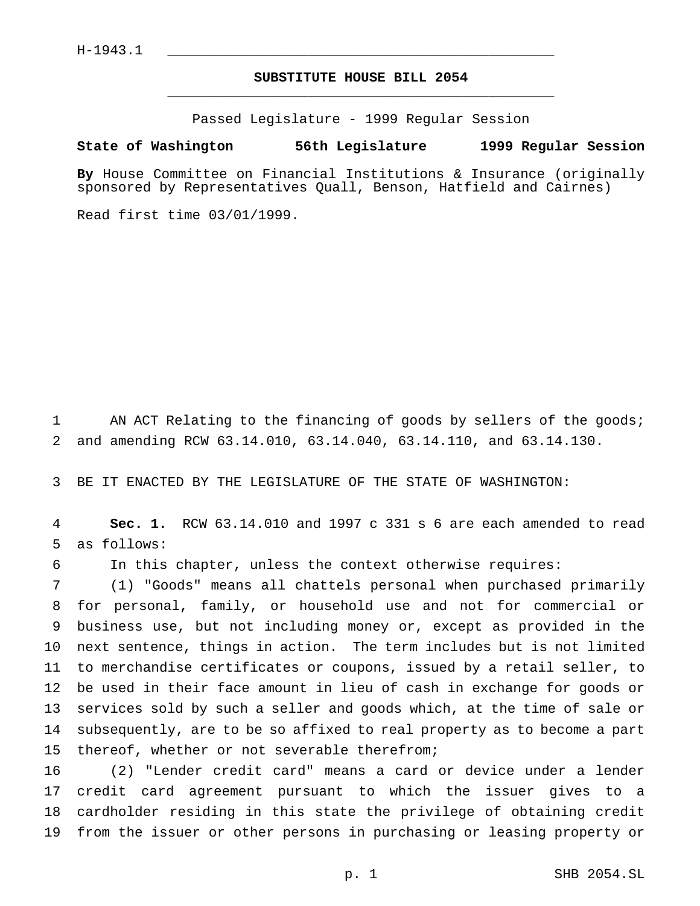H-1943.1

# SUBSTITUTE HOUSE BILL 2054

Passed Legislature - 1999 Regular Session

**State of Washington 56th Legislature 1999 Regular Session**

**By** House Committee on Financial Institutions & Insurance (originally sponsored by Representatives Quall, Benson, Hatfield and Cairnes)

Read first time 03/01/1999.

AN ACT Relating to the financing of goods by sellers of the goods; and amending RCW 63.14.010, 63.14.040, 63.14.110, and 63.14.130.

BE IT ENACTED BY THE LEGISLATURE OF THE STATE OF WASHINGTON:

**Sec. 1.** RCW 63.14.010 and 1997 c 331 s 6 are each amended to read as follows:

In this chapter, unless the context otherwise requires:

(1) "Goods" means all chattels personal when purchased primarily for personal, family, or household use and not for commercial or business use, but not including money or, except as provided in the next sentence, things in action. The term includes but is not limited to merchandise certificates or coupons, issued by a retail seller, to be used in their face amount in lieu of cash in exchange for goods or services sold by such a seller and goods which, at the time of sale or subsequently, are to be so affixed to real property as to become a part thereof, whether or not severable therefrom;

(2) "Lender credit card" means a card or device under a lender credit card agreement pursuant to which the issuer gives to a cardholder residing in this state the privilege of obtaining credit from the issuer or other persons in purchasing or leasing property or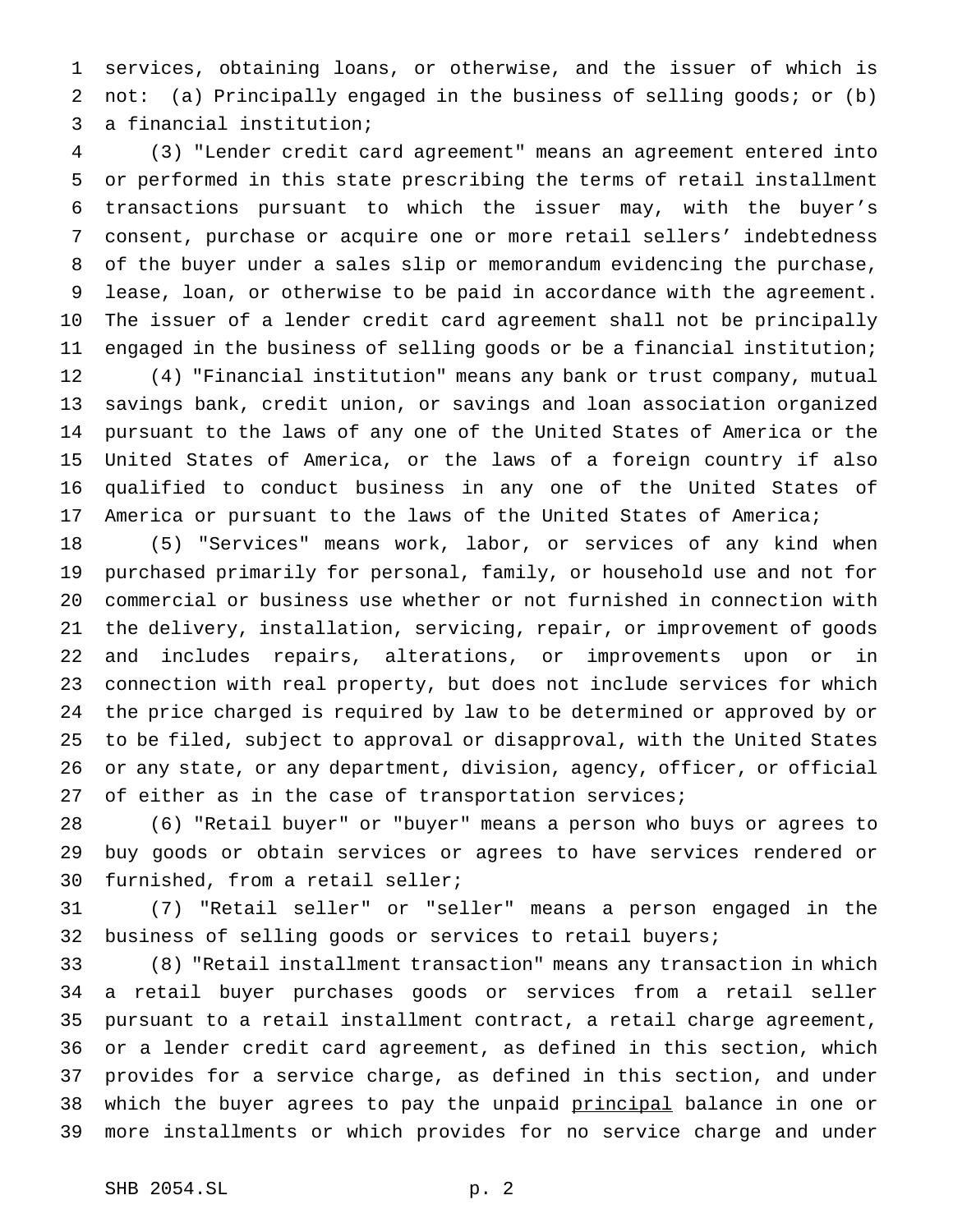services, obtaining loans, or otherwise, and the issuer of which is not: (a) Principally engaged in the business of selling goods; or (b) a financial institution;

(3) "Lender credit card agreement" means an agreement entered into or performed in this state prescribing the terms of retail installment transactions pursuant to which the issuer may, with the buyer's consent, purchase or acquire one or more retail sellers' indebtedness of the buyer under a sales slip or memorandum evidencing the purchase, lease, loan, or otherwise to be paid in accordance with the agreement. The issuer of a lender credit card agreement shall not be principally engaged in the business of selling goods or be a financial institution;

(4) "Financial institution" means any bank or trust company, mutual savings bank, credit union, or savings and loan association organized pursuant to the laws of any one of the United States of America or the United States of America, or the laws of a foreign country if also qualified to conduct business in any one of the United States of America or pursuant to the laws of the United States of America;

(5) "Services" means work, labor, or services of any kind when purchased primarily for personal, family, or household use and not for commercial or business use whether or not furnished in connection with the delivery, installation, servicing, repair, or improvement of goods and includes repairs, alterations, or improvements upon or in connection with real property, but does not include services for which the price charged is required by law to be determined or approved by or to be filed, subject to approval or disapproval, with the United States or any state, or any department, division, agency, officer, or official of either as in the case of transportation services;

(6) "Retail buyer" or "buyer" means a person who buys or agrees to buy goods or obtain services or agrees to have services rendered or furnished, from a retail seller;

(7) "Retail seller" or "seller" means a person engaged in the business of selling goods or services to retail buyers;

(8) "Retail installment transaction" means any transaction in which a retail buyer purchases goods or services from a retail seller pursuant to a retail installment contract, a retail charge agreement, or a lender credit card agreement, as defined in this section, which provides for a service charge, as defined in this section, and under which the buyer agrees to pay the unpaid <u>principal</u> balance in one or more installments or which provides for no service charge and under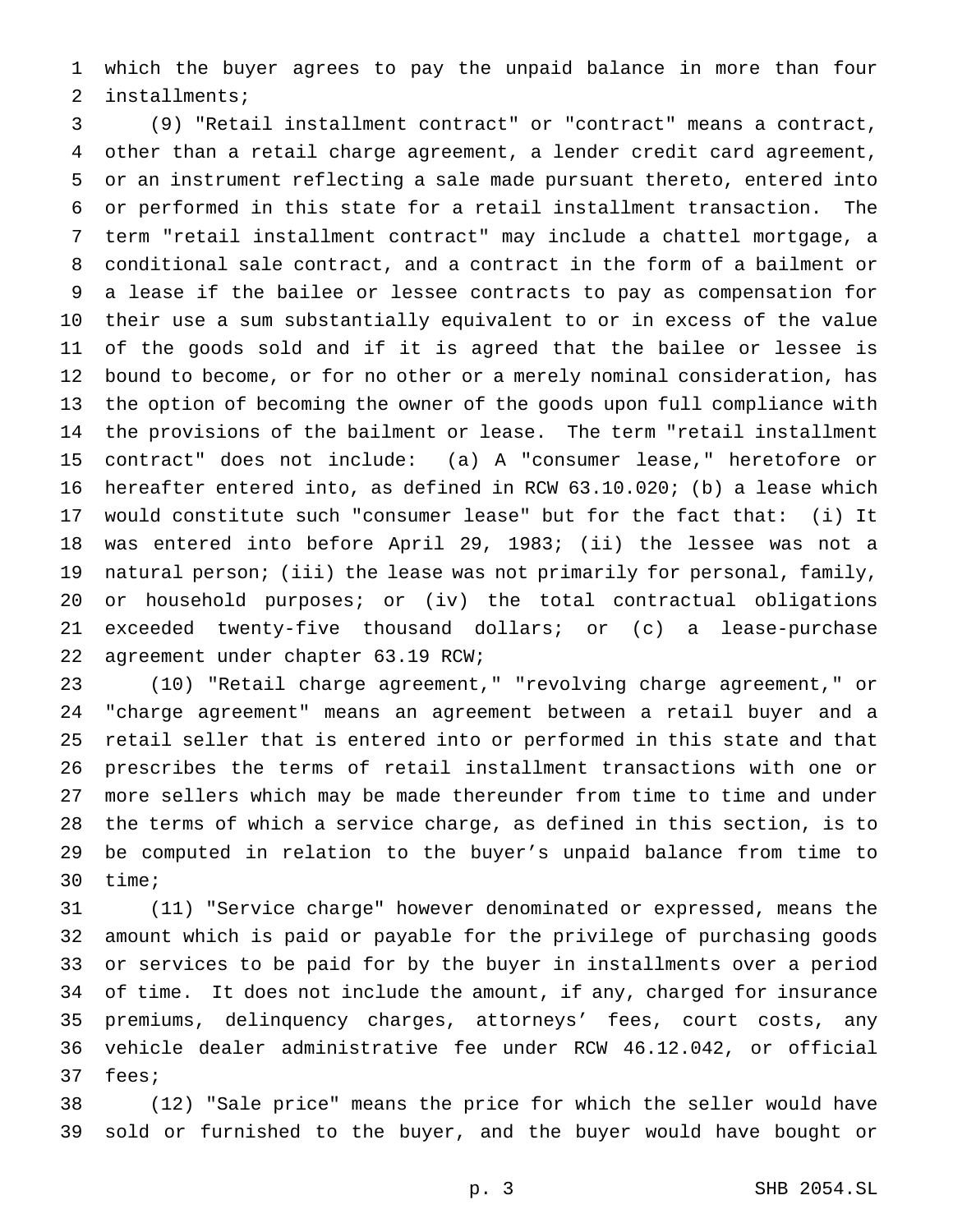which the buyer agrees to pay the unpaid balance in more than four installments;

(9) "Retail installment contract" or "contract" means a contract, other than a retail charge agreement, a lender credit card agreement, or an instrument reflecting a sale made pursuant thereto, entered into or performed in this state for a retail installment transaction. The term "retail installment contract" may include a chattel mortgage, a conditional sale contract, and a contract in the form of a bailment or a lease if the bailee or lessee contracts to pay as compensation for their use a sum substantially equivalent to or in excess of the value of the goods sold and if it is agreed that the bailee or lessee is bound to become, or for no other or a merely nominal consideration, has the option of becoming the owner of the goods upon full compliance with the provisions of the bailment or lease. The term "retail installment contract" does not include: (a) A "consumer lease," heretofore or hereafter entered into, as defined in RCW 63.10.020; (b) a lease which would constitute such "consumer lease" but for the fact that: (i) It was entered into before April 29, 1983; (ii) the lessee was not a natural person; (iii) the lease was not primarily for personal, family, or household purposes; or (iv) the total contractual obligations exceeded twenty-five thousand dollars; or (c) a lease-purchase agreement under chapter 63.19 RCW;

(10) "Retail charge agreement," "revolving charge agreement," or "charge agreement" means an agreement between a retail buyer and a retail seller that is entered into or performed in this state and that prescribes the terms of retail installment transactions with one or more sellers which may be made thereunder from time to time and under the terms of which a service charge, as defined in this section, is to be computed in relation to the buyer's unpaid balance from time to time;

(11) "Service charge" however denominated or expressed, means the amount which is paid or payable for the privilege of purchasing goods or services to be paid for by the buyer in installments over a period of time. It does not include the amount, if any, charged for insurance premiums, delinquency charges, attorneys' fees, court costs, any vehicle dealer administrative fee under RCW 46.12.042, or official fees;

(12) "Sale price" means the price for which the seller would have sold or furnished to the buyer, and the buyer would have bought or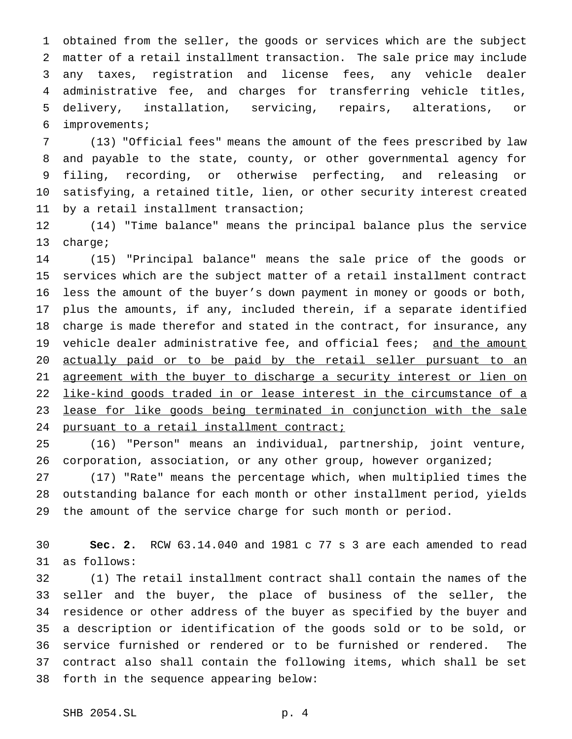obtained from the seller, the goods or services which are the subject matter of a retail installment transaction. The sale price may include any taxes, registration and license fees, any vehicle dealer administrative fee, and charges for transferring vehicle titles, delivery, installation, servicing, repairs, alterations, or improvements;

(13) "Official fees" means the amount of the fees prescribed by law and payable to the state, county, or other governmental agency for filing, recording, or otherwise perfecting, and releasing or satisfying, a retained title, lien, or other security interest created by a retail installment transaction;

(14) "Time balance" means the principal balance plus the service charge;

(15) "Principal balance" means the sale price of the goods or services which are the subject matter of a retail installment contract less the amount of the buyer's down payment in money or goods or both, plus the amounts, if any, included therein, if a separate identified charge is made therefor and stated in the contract, for insurance, any vehicle dealer administrative fee, and official fees; <u>and the amount actually paid or to be paid by the retail seller pursuant to an agreement with the buyer to discharge a security interest or lien on like-kind goods traded in or lease interest in the circumstance of a lease for like goods being terminated in conjunction with the sale pursuant to a retail installment contract;</u>

(16) "Person" means an individual, partnership, joint venture, corporation, association, or any other group, however organized;

(17) "Rate" means the percentage which, when multiplied times the outstanding balance for each month or other installment period, yields the amount of the service charge for such month or period.

**Sec. 2.** RCW 63.14.040 and 1981 c 77 s 3 are each amended to read as follows:

(1) The retail installment contract shall contain the names of the seller and the buyer, the place of business of the seller, the residence or other address of the buyer as specified by the buyer and a description or identification of the goods sold or to be sold, or service furnished or rendered or to be furnished or rendered. The contract also shall contain the following items, which shall be set forth in the sequence appearing below: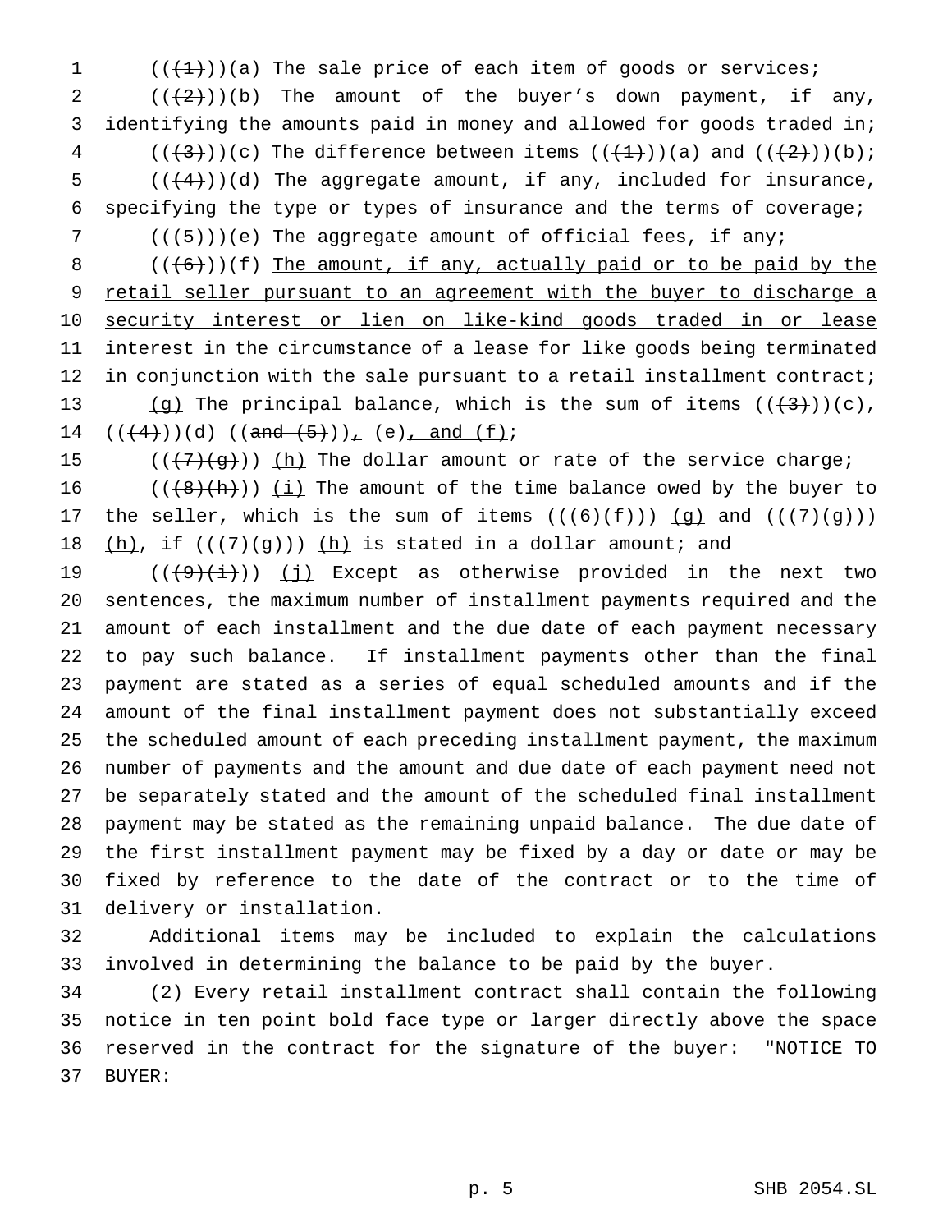((~~(1)~~))(a) The sale price of each item of goods or services;

((~~(2)~~))(b) The amount of the buyer's down payment, if any, identifying the amounts paid in money and allowed for goods traded in;

((~~(3)~~))(c) The difference between items ((~~(1)~~))(a) and ((~~(2)~~))(b);

((~~(4)~~))(d) The aggregate amount, if any, included for insurance, specifying the type or types of insurance and the terms of coverage;

((~~(5)~~))(e) The aggregate amount of official fees, if any;

((~~(6)~~))(f) <u>The amount, if any, actually paid or to be paid by the retail seller pursuant to an agreement with the buyer to discharge a security interest or lien on like-kind goods traded in or lease interest in the circumstance of a lease for like goods being terminated in conjunction with the sale pursuant to a retail installment contract;</u>

<u>(g)</u> The principal balance, which is the sum of items ((~~(3)~~))(c), ((~~(4)~~))(d) ((~~and (5)~~))<u>,</u> (e)<u>, and (f)</u>;

((~~(7)(g)~~)) <u>(h)</u> The dollar amount or rate of the service charge;

((~~(8)(h)~~)) <u>(i)</u> The amount of the time balance owed by the buyer to the seller, which is the sum of items ((~~(6)(f)~~)) <u>(g)</u> and ((~~(7)(g)~~)) <u>(h)</u>, if ((~~(7)(g)~~)) <u>(h)</u> is stated in a dollar amount; and

((~~(9)(i)~~)) <u>(j)</u> Except as otherwise provided in the next two sentences, the maximum number of installment payments required and the amount of each installment and the due date of each payment necessary to pay such balance. If installment payments other than the final payment are stated as a series of equal scheduled amounts and if the amount of the final installment payment does not substantially exceed the scheduled amount of each preceding installment payment, the maximum number of payments and the amount and due date of each payment need not be separately stated and the amount of the scheduled final installment payment may be stated as the remaining unpaid balance. The due date of the first installment payment may be fixed by a day or date or may be fixed by reference to the date of the contract or to the time of delivery or installation.

Additional items may be included to explain the calculations involved in determining the balance to be paid by the buyer.

(2) Every retail installment contract shall contain the following notice in ten point bold face type or larger directly above the space reserved in the contract for the signature of the buyer: "NOTICE TO BUYER: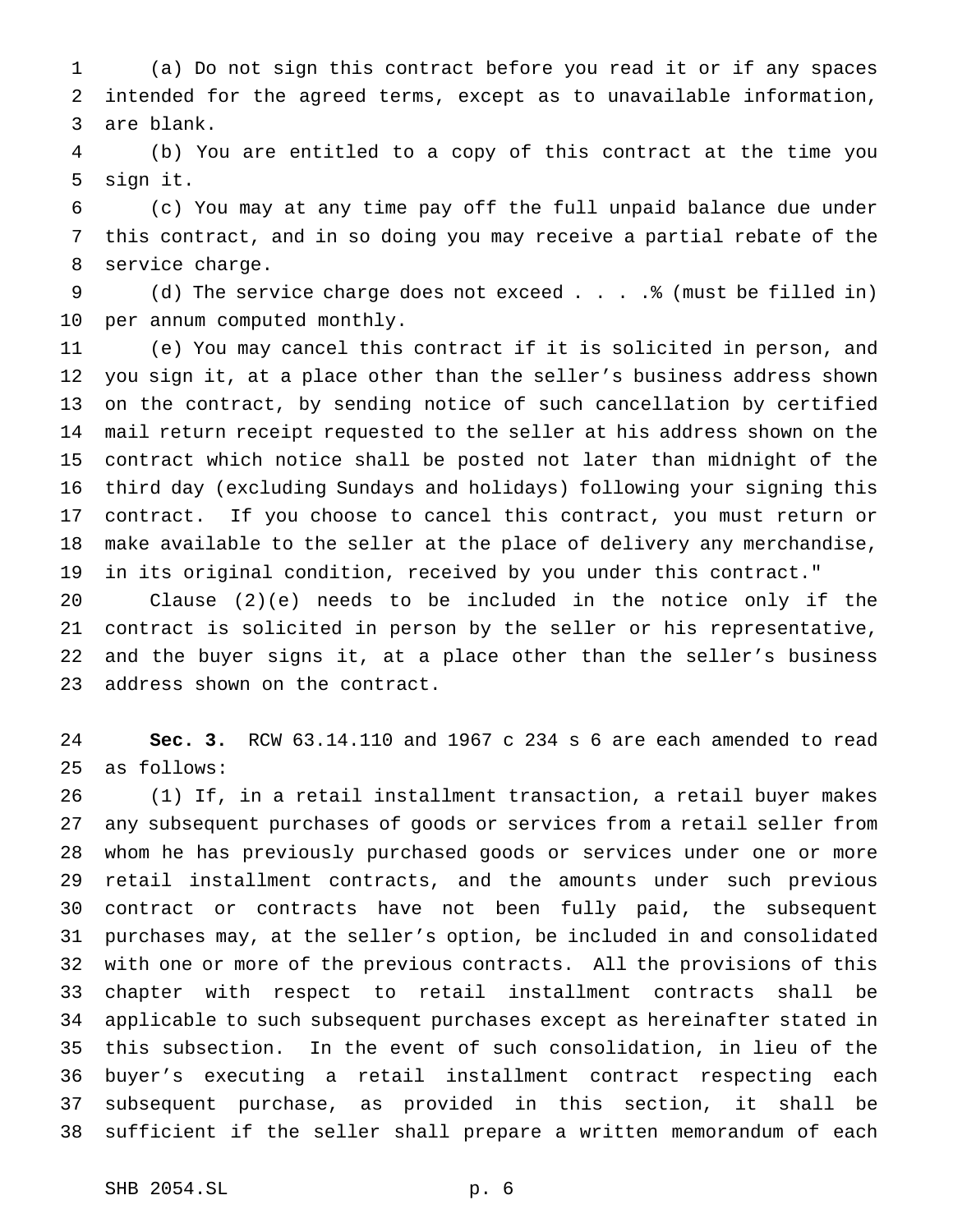(a) Do not sign this contract before you read it or if any spaces intended for the agreed terms, except as to unavailable information, are blank.

(b) You are entitled to a copy of this contract at the time you sign it.

(c) You may at any time pay off the full unpaid balance due under this contract, and in so doing you may receive a partial rebate of the service charge.

(d) The service charge does not exceed . . . .% (must be filled in) per annum computed monthly.

(e) You may cancel this contract if it is solicited in person, and you sign it, at a place other than the seller's business address shown on the contract, by sending notice of such cancellation by certified mail return receipt requested to the seller at his address shown on the contract which notice shall be posted not later than midnight of the third day (excluding Sundays and holidays) following your signing this contract. If you choose to cancel this contract, you must return or make available to the seller at the place of delivery any merchandise, in its original condition, received by you under this contract."

Clause (2)(e) needs to be included in the notice only if the contract is solicited in person by the seller or his representative, and the buyer signs it, at a place other than the seller's business address shown on the contract.

**Sec. 3.** RCW 63.14.110 and 1967 c 234 s 6 are each amended to read as follows:

(1) If, in a retail installment transaction, a retail buyer makes any subsequent purchases of goods or services from a retail seller from whom he has previously purchased goods or services under one or more retail installment contracts, and the amounts under such previous contract or contracts have not been fully paid, the subsequent purchases may, at the seller's option, be included in and consolidated with one or more of the previous contracts. All the provisions of this chapter with respect to retail installment contracts shall be applicable to such subsequent purchases except as hereinafter stated in this subsection. In the event of such consolidation, in lieu of the buyer's executing a retail installment contract respecting each subsequent purchase, as provided in this section, it shall be sufficient if the seller shall prepare a written memorandum of each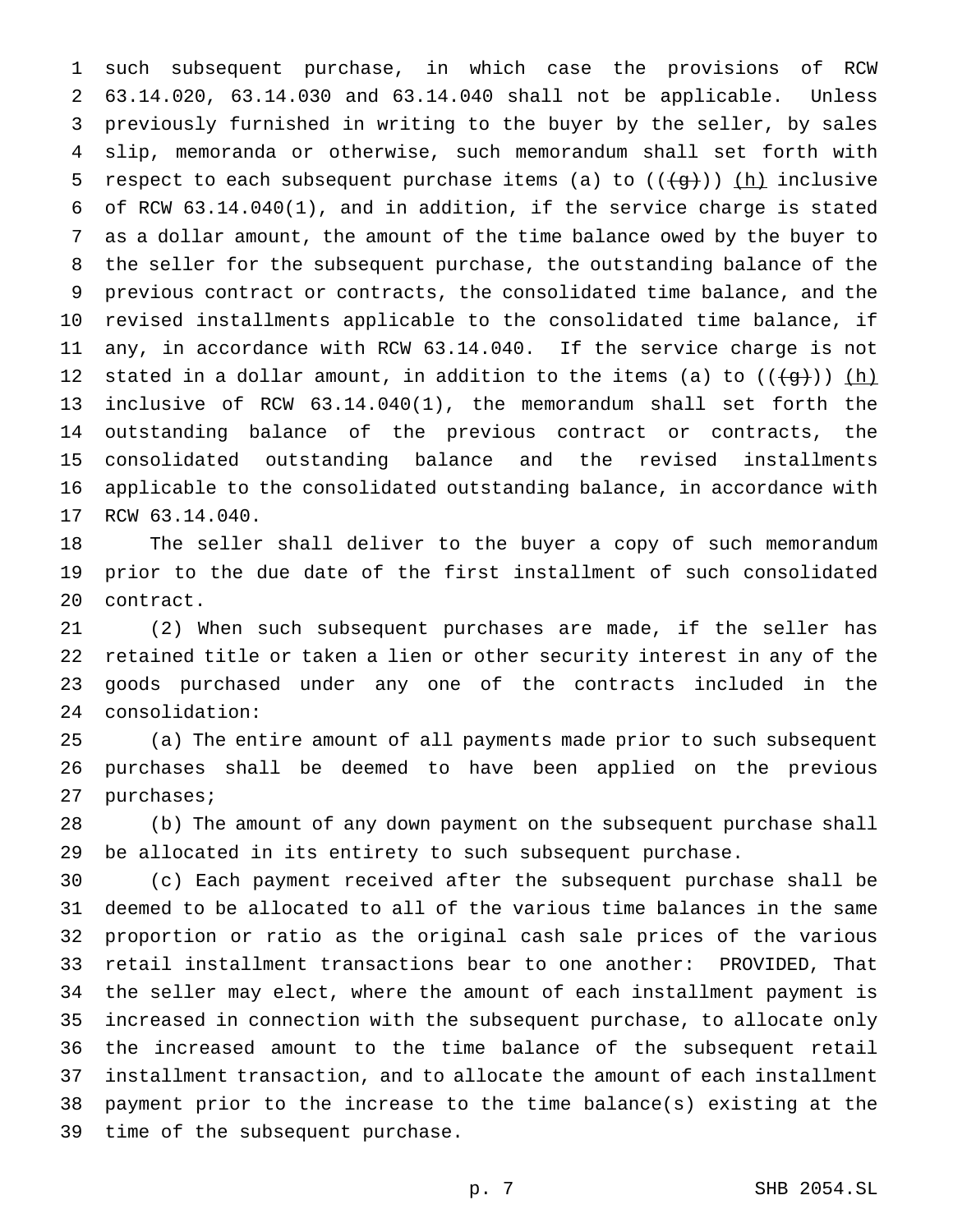such subsequent purchase, in which case the provisions of RCW 63.14.020, 63.14.030 and 63.14.040 shall not be applicable. Unless previously furnished in writing to the buyer by the seller, by sales slip, memoranda or otherwise, such memorandum shall set forth with respect to each subsequent purchase items (a) to ((~~(g)~~)) <u>(h)</u> inclusive of RCW 63.14.040(1), and in addition, if the service charge is stated as a dollar amount, the amount of the time balance owed by the buyer to the seller for the subsequent purchase, the outstanding balance of the previous contract or contracts, the consolidated time balance, and the revised installments applicable to the consolidated time balance, if any, in accordance with RCW 63.14.040. If the service charge is not stated in a dollar amount, in addition to the items (a) to ((~~(g)~~)) <u>(h)</u> inclusive of RCW 63.14.040(1), the memorandum shall set forth the outstanding balance of the previous contract or contracts, the consolidated outstanding balance and the revised installments applicable to the consolidated outstanding balance, in accordance with RCW 63.14.040.

The seller shall deliver to the buyer a copy of such memorandum prior to the due date of the first installment of such consolidated contract.

(2) When such subsequent purchases are made, if the seller has retained title or taken a lien or other security interest in any of the goods purchased under any one of the contracts included in the consolidation:

(a) The entire amount of all payments made prior to such subsequent purchases shall be deemed to have been applied on the previous purchases;

(b) The amount of any down payment on the subsequent purchase shall be allocated in its entirety to such subsequent purchase.

(c) Each payment received after the subsequent purchase shall be deemed to be allocated to all of the various time balances in the same proportion or ratio as the original cash sale prices of the various retail installment transactions bear to one another: PROVIDED, That the seller may elect, where the amount of each installment payment is increased in connection with the subsequent purchase, to allocate only the increased amount to the time balance of the subsequent retail installment transaction, and to allocate the amount of each installment payment prior to the increase to the time balance(s) existing at the time of the subsequent purchase.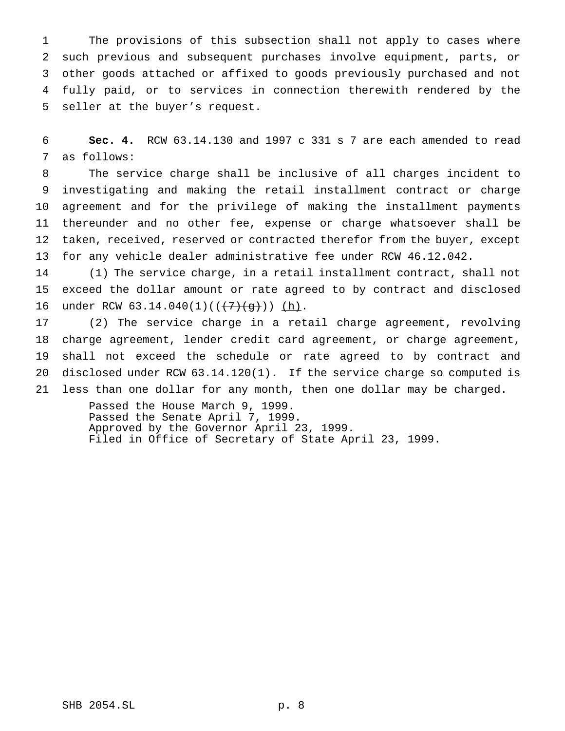The provisions of this subsection shall not apply to cases where such previous and subsequent purchases involve equipment, parts, or other goods attached or affixed to goods previously purchased and not fully paid, or to services in connection therewith rendered by the seller at the buyer's request.

**Sec. 4.** RCW 63.14.130 and 1997 c 331 s 7 are each amended to read as follows:

The service charge shall be inclusive of all charges incident to investigating and making the retail installment contract or charge agreement and for the privilege of making the installment payments thereunder and no other fee, expense or charge whatsoever shall be taken, received, reserved or contracted therefor from the buyer, except for any vehicle dealer administrative fee under RCW 46.12.042.

(1) The service charge, in a retail installment contract, shall not exceed the dollar amount or rate agreed to by contract and disclosed under RCW 63.14.040(1)((~~(7)(g)~~)) (h).

(2) The service charge in a retail charge agreement, revolving charge agreement, lender credit card agreement, or charge agreement, shall not exceed the schedule or rate agreed to by contract and disclosed under RCW 63.14.120(1). If the service charge so computed is less than one dollar for any month, then one dollar may be charged.

Passed the House March 9, 1999.
Passed the Senate April 7, 1999.
Approved by the Governor April 23, 1999.
Filed in Office of Secretary of State April 23, 1999.